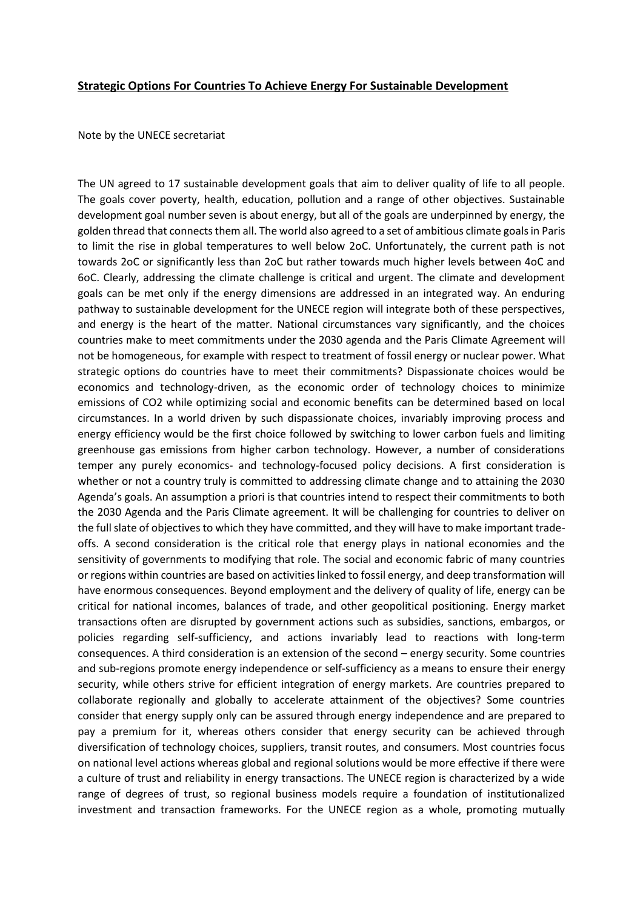**Strategic Options For Countries To Achieve Energy For Sustainable Development**

Note by the UNECE secretariat

The UN agreed to 17 sustainable development goals that aim to deliver quality of life to all people. The goals cover poverty, health, education, pollution and a range of other objectives. Sustainable development goal number seven is about energy, but all of the goals are underpinned by energy, the golden thread that connects them all. The world also agreed to a set of ambitious climate goals in Paris to limit the rise in global temperatures to well below 2oC. Unfortunately, the current path is not towards 2oC or significantly less than 2oC but rather towards much higher levels between 4oC and 6oC. Clearly, addressing the climate challenge is critical and urgent. The climate and development goals can be met only if the energy dimensions are addressed in an integrated way. An enduring pathway to sustainable development for the UNECE region will integrate both of these perspectives, and energy is the heart of the matter. National circumstances vary significantly, and the choices countries make to meet commitments under the 2030 agenda and the Paris Climate Agreement will not be homogeneous, for example with respect to treatment of fossil energy or nuclear power. What strategic options do countries have to meet their commitments? Dispassionate choices would be economics and technology-driven, as the economic order of technology choices to minimize emissions of CO2 while optimizing social and economic benefits can be determined based on local circumstances. In a world driven by such dispassionate choices, invariably improving process and energy efficiency would be the first choice followed by switching to lower carbon fuels and limiting greenhouse gas emissions from higher carbon technology. However, a number of considerations temper any purely economics- and technology-focused policy decisions. A first consideration is whether or not a country truly is committed to addressing climate change and to attaining the 2030 Agenda's goals. An assumption a priori is that countries intend to respect their commitments to both the 2030 Agenda and the Paris Climate agreement. It will be challenging for countries to deliver on the full slate of objectives to which they have committed, and they will have to make important trade-offs. A second consideration is the critical role that energy plays in national economies and the sensitivity of governments to modifying that role. The social and economic fabric of many countries or regions within countries are based on activities linked to fossil energy, and deep transformation will have enormous consequences. Beyond employment and the delivery of quality of life, energy can be critical for national incomes, balances of trade, and other geopolitical positioning. Energy market transactions often are disrupted by government actions such as subsidies, sanctions, embargos, or policies regarding self-sufficiency, and actions invariably lead to reactions with long-term consequences. A third consideration is an extension of the second – energy security. Some countries and sub-regions promote energy independence or self-sufficiency as a means to ensure their energy security, while others strive for efficient integration of energy markets. Are countries prepared to collaborate regionally and globally to accelerate attainment of the objectives? Some countries consider that energy supply only can be assured through energy independence and are prepared to pay a premium for it, whereas others consider that energy security can be achieved through diversification of technology choices, suppliers, transit routes, and consumers. Most countries focus on national level actions whereas global and regional solutions would be more effective if there were a culture of trust and reliability in energy transactions. The UNECE region is characterized by a wide range of degrees of trust, so regional business models require a foundation of institutionalized investment and transaction frameworks. For the UNECE region as a whole, promoting mutually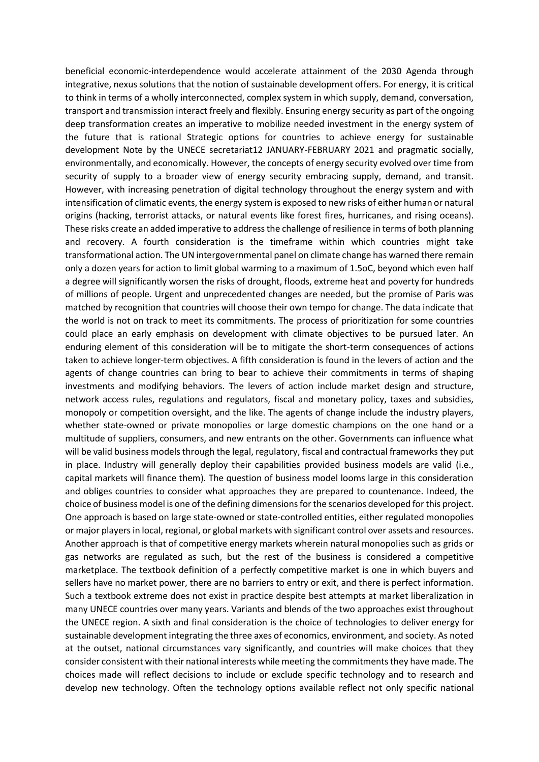beneficial economic-interdependence would accelerate attainment of the 2030 Agenda through integrative, nexus solutions that the notion of sustainable development offers. For energy, it is critical to think in terms of a wholly interconnected, complex system in which supply, demand, conversation, transport and transmission interact freely and flexibly. Ensuring energy security as part of the ongoing deep transformation creates an imperative to mobilize needed investment in the energy system of the future that is rational Strategic options for countries to achieve energy for sustainable development Note by the UNECE secretariat12 JANUARY-FEBRUARY 2021 and pragmatic socially, environmentally, and economically. However, the concepts of energy security evolved over time from security of supply to a broader view of energy security embracing supply, demand, and transit. However, with increasing penetration of digital technology throughout the energy system and with intensification of climatic events, the energy system is exposed to new risks of either human or natural origins (hacking, terrorist attacks, or natural events like forest fires, hurricanes, and rising oceans). These risks create an added imperative to address the challenge of resilience in terms of both planning and recovery. A fourth consideration is the timeframe within which countries might take transformational action. The UN intergovernmental panel on climate change has warned there remain only a dozen years for action to limit global warming to a maximum of 1.5oC, beyond which even half a degree will significantly worsen the risks of drought, floods, extreme heat and poverty for hundreds of millions of people. Urgent and unprecedented changes are needed, but the promise of Paris was matched by recognition that countries will choose their own tempo for change. The data indicate that the world is not on track to meet its commitments. The process of prioritization for some countries could place an early emphasis on development with climate objectives to be pursued later. An enduring element of this consideration will be to mitigate the short-term consequences of actions taken to achieve longer-term objectives. A fifth consideration is found in the levers of action and the agents of change countries can bring to bear to achieve their commitments in terms of shaping investments and modifying behaviors. The levers of action include market design and structure, network access rules, regulations and regulators, fiscal and monetary policy, taxes and subsidies, monopoly or competition oversight, and the like. The agents of change include the industry players, whether state-owned or private monopolies or large domestic champions on the one hand or a multitude of suppliers, consumers, and new entrants on the other. Governments can influence what will be valid business models through the legal, regulatory, fiscal and contractual frameworks they put in place. Industry will generally deploy their capabilities provided business models are valid (i.e., capital markets will finance them). The question of business model looms large in this consideration and obliges countries to consider what approaches they are prepared to countenance. Indeed, the choice of business model is one of the defining dimensions for the scenarios developed for this project. One approach is based on large state-owned or state-controlled entities, either regulated monopolies or major players in local, regional, or global markets with significant control over assets and resources. Another approach is that of competitive energy markets wherein natural monopolies such as grids or gas networks are regulated as such, but the rest of the business is considered a competitive marketplace. The textbook definition of a perfectly competitive market is one in which buyers and sellers have no market power, there are no barriers to entry or exit, and there is perfect information. Such a textbook extreme does not exist in practice despite best attempts at market liberalization in many UNECE countries over many years. Variants and blends of the two approaches exist throughout the UNECE region. A sixth and final consideration is the choice of technologies to deliver energy for sustainable development integrating the three axes of economics, environment, and society. As noted at the outset, national circumstances vary significantly, and countries will make choices that they consider consistent with their national interests while meeting the commitments they have made. The choices made will reflect decisions to include or exclude specific technology and to research and develop new technology. Often the technology options available reflect not only specific national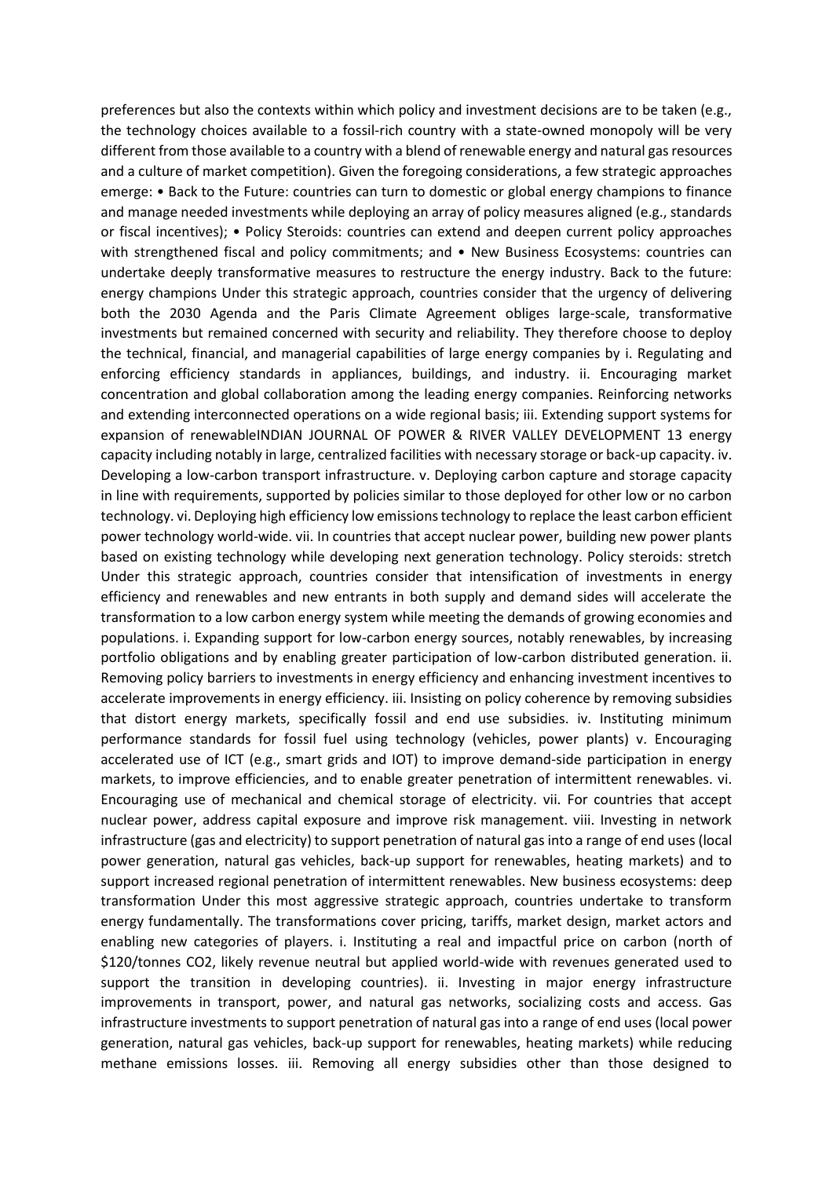preferences but also the contexts within which policy and investment decisions are to be taken (e.g., the technology choices available to a fossil-rich country with a state-owned monopoly will be very different from those available to a country with a blend of renewable energy and natural gas resources and a culture of market competition). Given the foregoing considerations, a few strategic approaches emerge:

- Back to the Future: countries can turn to domestic or global energy champions to finance and manage needed investments while deploying an array of policy measures aligned (e.g., standards or fiscal incentives);
- Policy Steroids: countries can extend and deepen current policy approaches with strengthened fiscal and policy commitments; and
- New Business Ecosystems: countries can undertake deeply transformative measures to restructure the energy industry.

**Back to the future: energy champions**

Under this strategic approach, countries consider that the urgency of delivering both the 2030 Agenda and the Paris Climate Agreement obliges large-scale, transformative investments but remained concerned with security and reliability. They therefore choose to deploy the technical, financial, and managerial capabilities of large energy companies by

i. Regulating and enforcing efficiency standards in appliances, buildings, and industry.

ii. Encouraging market concentration and global collaboration among the leading energy companies. Reinforcing networks and extending interconnected operations on a wide regional basis;

iii. Extending support systems for expansion of renewable energy capacity including notably in large, centralized facilities with necessary storage or back-up capacity.

iv. Developing a low-carbon transport infrastructure.

v. Deploying carbon capture and storage capacity in line with requirements, supported by policies similar to those deployed for other low or no carbon technology.

vi. Deploying high efficiency low emissions technology to replace the least carbon efficient power technology world-wide.

vii. In countries that accept nuclear power, building new power plants based on existing technology while developing next generation technology.

**Policy steroids: stretch**

Under this strategic approach, countries consider that intensification of investments in energy efficiency and renewables and new entrants in both supply and demand sides will accelerate the transformation to a low carbon energy system while meeting the demands of growing economies and populations.

i. Expanding support for low-carbon energy sources, notably renewables, by increasing portfolio obligations and by enabling greater participation of low-carbon distributed generation.

ii. Removing policy barriers to investments in energy efficiency and enhancing investment incentives to accelerate improvements in energy efficiency.

iii. Insisting on policy coherence by removing subsidies that distort energy markets, specifically fossil and end use subsidies.

iv. Instituting minimum performance standards for fossil fuel using technology (vehicles, power plants)

v. Encouraging accelerated use of ICT (e.g., smart grids and IOT) to improve demand-side participation in energy markets, to improve efficiencies, and to enable greater penetration of intermittent renewables.

vi. Encouraging use of mechanical and chemical storage of electricity.

vii. For countries that accept nuclear power, address capital exposure and improve risk management.

viii. Investing in network infrastructure (gas and electricity) to support penetration of natural gas into a range of end uses (local power generation, natural gas vehicles, back-up support for renewables, heating markets) and to support increased regional penetration of intermittent renewables.

**New business ecosystems: deep transformation**

Under this most aggressive strategic approach, countries undertake to transform energy fundamentally. The transformations cover pricing, tariffs, market design, market actors and enabling new categories of players.

i. Instituting a real and impactful price on carbon (north of \$120/tonnes CO2, likely revenue neutral but applied world-wide with revenues generated used to support the transition in developing countries).

ii. Investing in major energy infrastructure improvements in transport, power, and natural gas networks, socializing costs and access. Gas infrastructure investments to support penetration of natural gas into a range of end uses (local power generation, natural gas vehicles, back-up support for renewables, heating markets) while reducing methane emissions losses.

iii. Removing all energy subsidies other than those designed to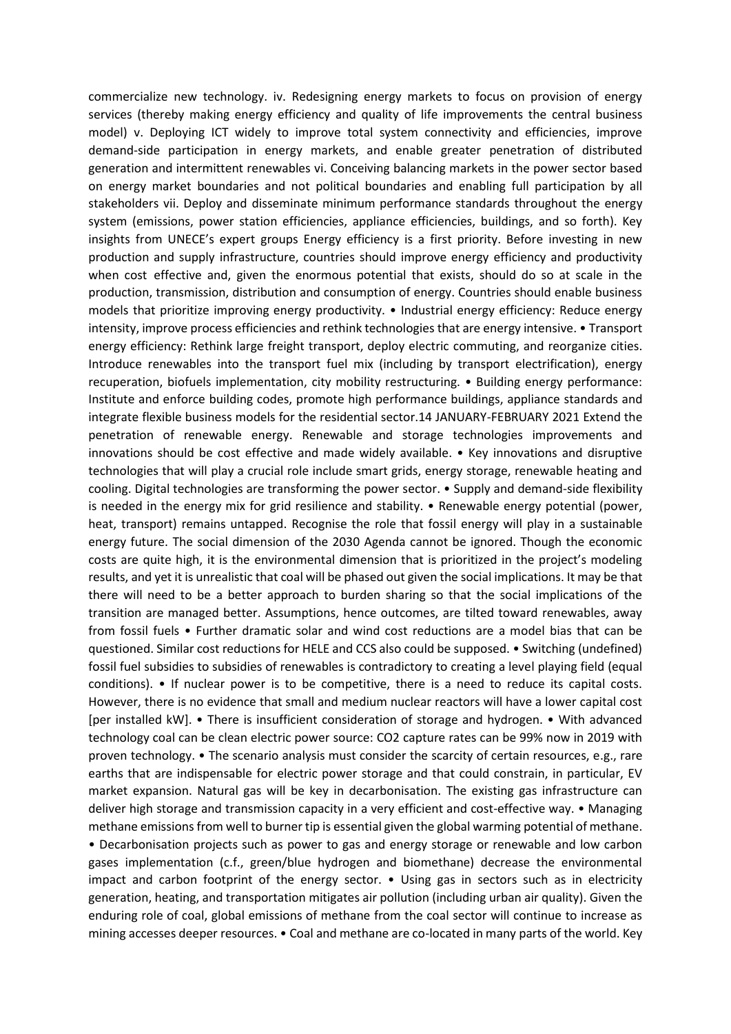commercialize new technology. iv. Redesigning energy markets to focus on provision of energy services (thereby making energy efficiency and quality of life improvements the central business model) v. Deploying ICT widely to improve total system connectivity and efficiencies, improve demand-side participation in energy markets, and enable greater penetration of distributed generation and intermittent renewables vi. Conceiving balancing markets in the power sector based on energy market boundaries and not political boundaries and enabling full participation by all stakeholders vii. Deploy and disseminate minimum performance standards throughout the energy system (emissions, power station efficiencies, appliance efficiencies, buildings, and so forth). Key insights from UNECE's expert groups Energy efficiency is a first priority. Before investing in new production and supply infrastructure, countries should improve energy efficiency and productivity when cost effective and, given the enormous potential that exists, should do so at scale in the production, transmission, distribution and consumption of energy. Countries should enable business models that prioritize improving energy productivity. • Industrial energy efficiency: Reduce energy intensity, improve process efficiencies and rethink technologies that are energy intensive. • Transport energy efficiency: Rethink large freight transport, deploy electric commuting, and reorganize cities. Introduce renewables into the transport fuel mix (including by transport electrification), energy recuperation, biofuels implementation, city mobility restructuring. • Building energy performance: Institute and enforce building codes, promote high performance buildings, appliance standards and integrate flexible business models for the residential sector.14 JANUARY-FEBRUARY 2021 Extend the penetration of renewable energy. Renewable and storage technologies improvements and innovations should be cost effective and made widely available. • Key innovations and disruptive technologies that will play a crucial role include smart grids, energy storage, renewable heating and cooling. Digital technologies are transforming the power sector. • Supply and demand-side flexibility is needed in the energy mix for grid resilience and stability. • Renewable energy potential (power, heat, transport) remains untapped. Recognise the role that fossil energy will play in a sustainable energy future. The social dimension of the 2030 Agenda cannot be ignored. Though the economic costs are quite high, it is the environmental dimension that is prioritized in the project's modeling results, and yet it is unrealistic that coal will be phased out given the social implications. It may be that there will need to be a better approach to burden sharing so that the social implications of the transition are managed better. Assumptions, hence outcomes, are tilted toward renewables, away from fossil fuels • Further dramatic solar and wind cost reductions are a model bias that can be questioned. Similar cost reductions for HELE and CCS also could be supposed. • Switching (undefined) fossil fuel subsidies to subsidies of renewables is contradictory to creating a level playing field (equal conditions). • If nuclear power is to be competitive, there is a need to reduce its capital costs. However, there is no evidence that small and medium nuclear reactors will have a lower capital cost [per installed kW]. • There is insufficient consideration of storage and hydrogen. • With advanced technology coal can be clean electric power source: $CO_2$ capture rates can be 99% now in 2019 with proven technology. • The scenario analysis must consider the scarcity of certain resources, e.g., rare earths that are indispensable for electric power storage and that could constrain, in particular, EV market expansion. Natural gas will be key in decarbonisation. The existing gas infrastructure can deliver high storage and transmission capacity in a very efficient and cost-effective way. • Managing methane emissions from well to burner tip is essential given the global warming potential of methane. • Decarbonisation projects such as power to gas and energy storage or renewable and low carbon gases implementation (c.f., green/blue hydrogen and biomethane) decrease the environmental impact and carbon footprint of the energy sector. • Using gas in sectors such as in electricity generation, heating, and transportation mitigates air pollution (including urban air quality). Given the enduring role of coal, global emissions of methane from the coal sector will continue to increase as mining accesses deeper resources. • Coal and methane are co-located in many parts of the world. Key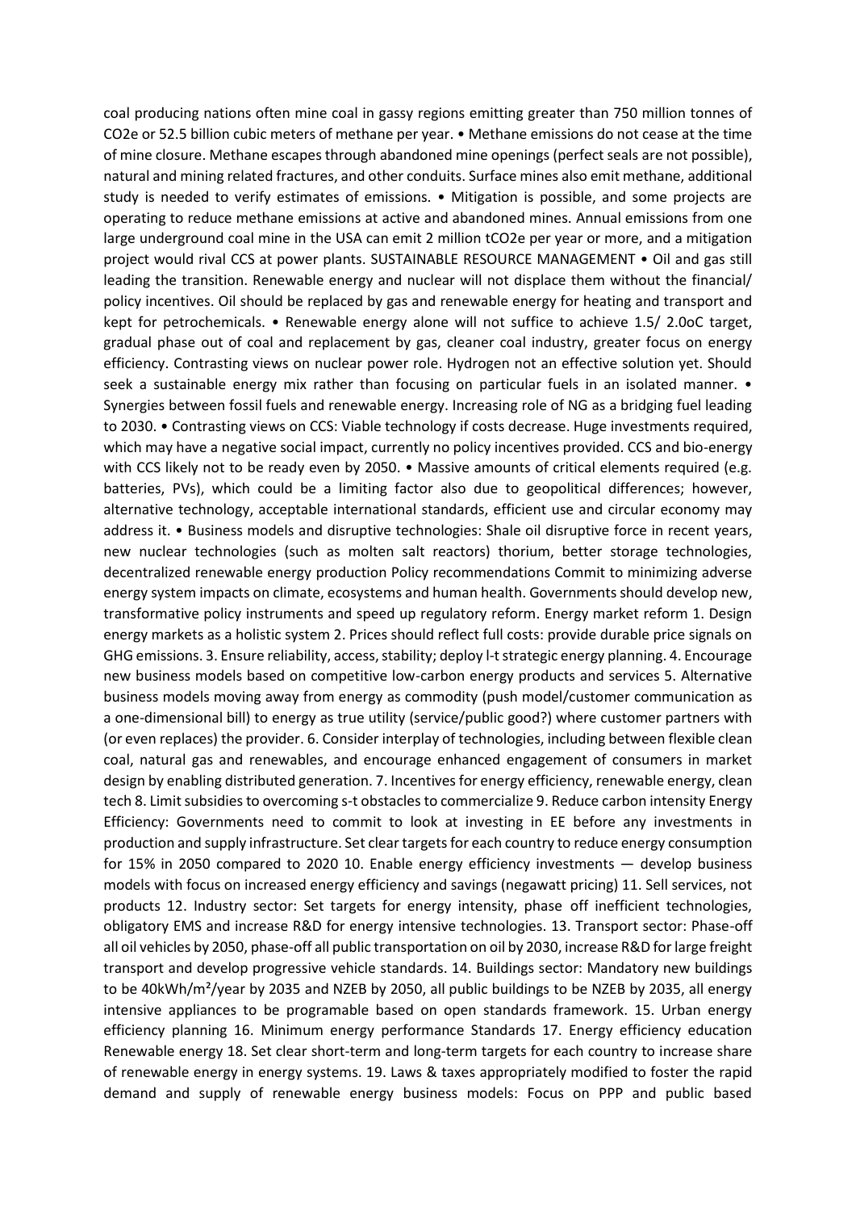coal producing nations often mine coal in gassy regions emitting greater than 750 million tonnes of $CO_2e$ or 52.5 billion cubic meters of methane per year. • Methane emissions do not cease at the time of mine closure. Methane escapes through abandoned mine openings (perfect seals are not possible), natural and mining related fractures, and other conduits. Surface mines also emit methane, additional study is needed to verify estimates of emissions. • Mitigation is possible, and some projects are operating to reduce methane emissions at active and abandoned mines. Annual emissions from one large underground coal mine in the USA can emit 2 million $tCO_2e$ per year or more, and a mitigation project would rival CCS at power plants. SUSTAINABLE RESOURCE MANAGEMENT • Oil and gas still leading the transition. Renewable energy and nuclear will not displace them without the financial/ policy incentives. Oil should be replaced by gas and renewable energy for heating and transport and kept for petrochemicals. • Renewable energy alone will not suffice to achieve 1.5/ 2.0oC target, gradual phase out of coal and replacement by gas, cleaner coal industry, greater focus on energy efficiency. Contrasting views on nuclear power role. Hydrogen not an effective solution yet. Should seek a sustainable energy mix rather than focusing on particular fuels in an isolated manner. • Synergies between fossil fuels and renewable energy. Increasing role of NG as a bridging fuel leading to 2030. • Contrasting views on CCS: Viable technology if costs decrease. Huge investments required, which may have a negative social impact, currently no policy incentives provided. CCS and bio-energy with CCS likely not to be ready even by 2050. • Massive amounts of critical elements required (e.g. batteries, PVs), which could be a limiting factor also due to geopolitical differences; however, alternative technology, acceptable international standards, efficient use and circular economy may address it. • Business models and disruptive technologies: Shale oil disruptive force in recent years, new nuclear technologies (such as molten salt reactors) thorium, better storage technologies, decentralized renewable energy production Policy recommendations Commit to minimizing adverse energy system impacts on climate, ecosystems and human health. Governments should develop new, transformative policy instruments and speed up regulatory reform. Energy market reform 1. Design energy markets as a holistic system 2. Prices should reflect full costs: provide durable price signals on GHG emissions. 3. Ensure reliability, access, stability; deploy l-t strategic energy planning. 4. Encourage new business models based on competitive low-carbon energy products and services 5. Alternative business models moving away from energy as commodity (push model/customer communication as a one-dimensional bill) to energy as true utility (service/public good?) where customer partners with (or even replaces) the provider. 6. Consider interplay of technologies, including between flexible clean coal, natural gas and renewables, and encourage enhanced engagement of consumers in market design by enabling distributed generation. 7. Incentives for energy efficiency, renewable energy, clean tech 8. Limit subsidies to overcoming s-t obstacles to commercialize 9. Reduce carbon intensity Energy Efficiency: Governments need to commit to look at investing in EE before any investments in production and supply infrastructure. Set clear targets for each country to reduce energy consumption for 15% in 2050 compared to 2020 10. Enable energy efficiency investments — develop business models with focus on increased energy efficiency and savings (negawatt pricing) 11. Sell services, not products 12. Industry sector: Set targets for energy intensity, phase off inefficient technologies, obligatory EMS and increase R&D for energy intensive technologies. 13. Transport sector: Phase-off all oil vehicles by 2050, phase-off all public transportation on oil by 2030, increase R&D for large freight transport and develop progressive vehicle standards. 14. Buildings sector: Mandatory new buildings to be 40kWh/m²/year by 2035 and NZEB by 2050, all public buildings to be NZEB by 2035, all energy intensive appliances to be programable based on open standards framework. 15. Urban energy efficiency planning 16. Minimum energy performance Standards 17. Energy efficiency education Renewable energy 18. Set clear short-term and long-term targets for each country to increase share of renewable energy in energy systems. 19. Laws & taxes appropriately modified to foster the rapid demand and supply of renewable energy business models: Focus on PPP and public based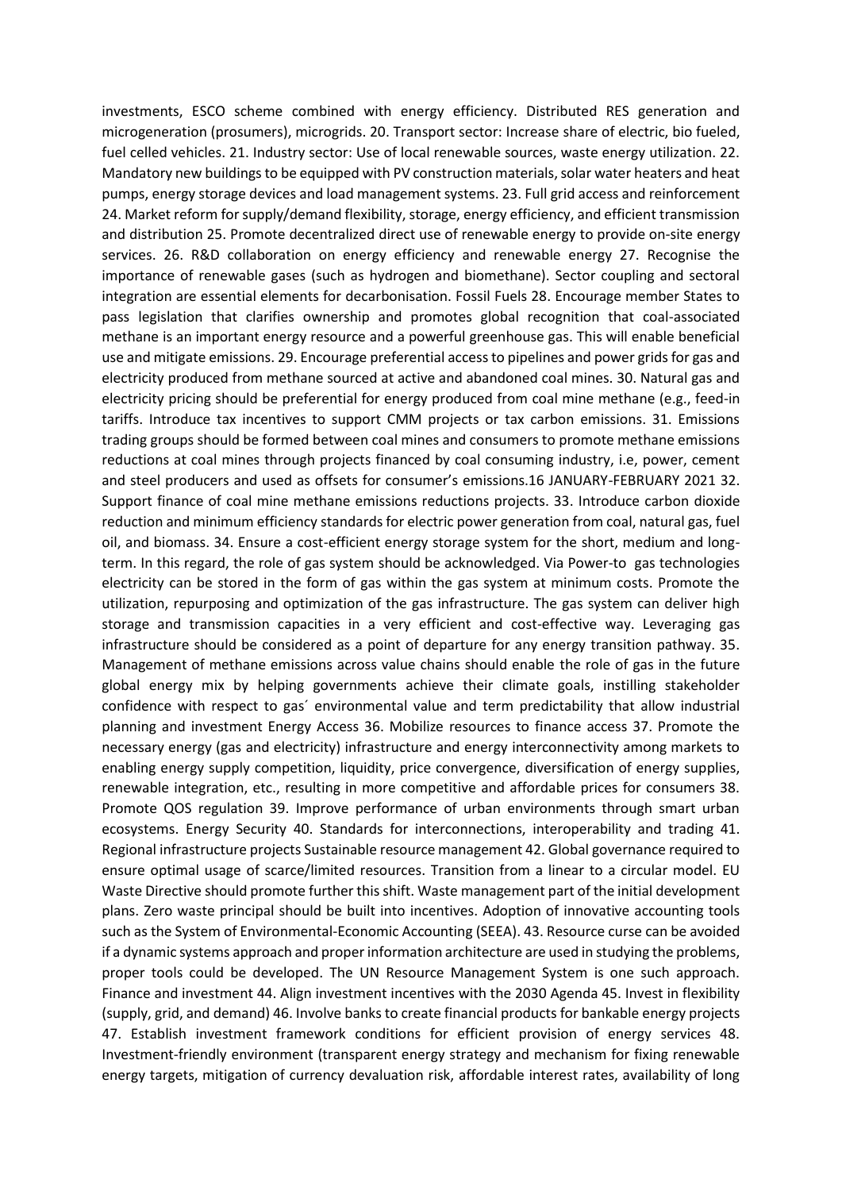investments, ESCO scheme combined with energy efficiency. Distributed RES generation and microgeneration (prosumers), microgrids. 20. Transport sector: Increase share of electric, bio fueled, fuel celled vehicles. 21. Industry sector: Use of local renewable sources, waste energy utilization. 22. Mandatory new buildings to be equipped with PV construction materials, solar water heaters and heat pumps, energy storage devices and load management systems. 23. Full grid access and reinforcement 24. Market reform for supply/demand flexibility, storage, energy efficiency, and efficient transmission and distribution 25. Promote decentralized direct use of renewable energy to provide on-site energy services. 26. R&D collaboration on energy efficiency and renewable energy 27. Recognise the importance of renewable gases (such as hydrogen and biomethane). Sector coupling and sectoral integration are essential elements for decarbonisation. Fossil Fuels 28. Encourage member States to pass legislation that clarifies ownership and promotes global recognition that coal-associated methane is an important energy resource and a powerful greenhouse gas. This will enable beneficial use and mitigate emissions. 29. Encourage preferential access to pipelines and power grids for gas and electricity produced from methane sourced at active and abandoned coal mines. 30. Natural gas and electricity pricing should be preferential for energy produced from coal mine methane (e.g., feed-in tariffs. Introduce tax incentives to support CMM projects or tax carbon emissions. 31. Emissions trading groups should be formed between coal mines and consumers to promote methane emissions reductions at coal mines through projects financed by coal consuming industry, i.e, power, cement and steel producers and used as offsets for consumer's emissions.16 JANUARY-FEBRUARY 2021 32. Support finance of coal mine methane emissions reductions projects. 33. Introduce carbon dioxide reduction and minimum efficiency standards for electric power generation from coal, natural gas, fuel oil, and biomass. 34. Ensure a cost-efficient energy storage system for the short, medium and long-term. In this regard, the role of gas system should be acknowledged. Via Power-to gas technologies electricity can be stored in the form of gas within the gas system at minimum costs. Promote the utilization, repurposing and optimization of the gas infrastructure. The gas system can deliver high storage and transmission capacities in a very efficient and cost-effective way. Leveraging gas infrastructure should be considered as a point of departure for any energy transition pathway. 35. Management of methane emissions across value chains should enable the role of gas in the future global energy mix by helping governments achieve their climate goals, instilling stakeholder confidence with respect to gas´ environmental value and term predictability that allow industrial planning and investment Energy Access 36. Mobilize resources to finance access 37. Promote the necessary energy (gas and electricity) infrastructure and energy interconnectivity among markets to enabling energy supply competition, liquidity, price convergence, diversification of energy supplies, renewable integration, etc., resulting in more competitive and affordable prices for consumers 38. Promote QOS regulation 39. Improve performance of urban environments through smart urban ecosystems. Energy Security 40. Standards for interconnections, interoperability and trading 41. Regional infrastructure projects Sustainable resource management 42. Global governance required to ensure optimal usage of scarce/limited resources. Transition from a linear to a circular model. EU Waste Directive should promote further this shift. Waste management part of the initial development plans. Zero waste principal should be built into incentives. Adoption of innovative accounting tools such as the System of Environmental-Economic Accounting (SEEA). 43. Resource curse can be avoided if a dynamic systems approach and proper information architecture are used in studying the problems, proper tools could be developed. The UN Resource Management System is one such approach. Finance and investment 44. Align investment incentives with the 2030 Agenda 45. Invest in flexibility (supply, grid, and demand) 46. Involve banks to create financial products for bankable energy projects 47. Establish investment framework conditions for efficient provision of energy services 48. Investment-friendly environment (transparent energy strategy and mechanism for fixing renewable energy targets, mitigation of currency devaluation risk, affordable interest rates, availability of long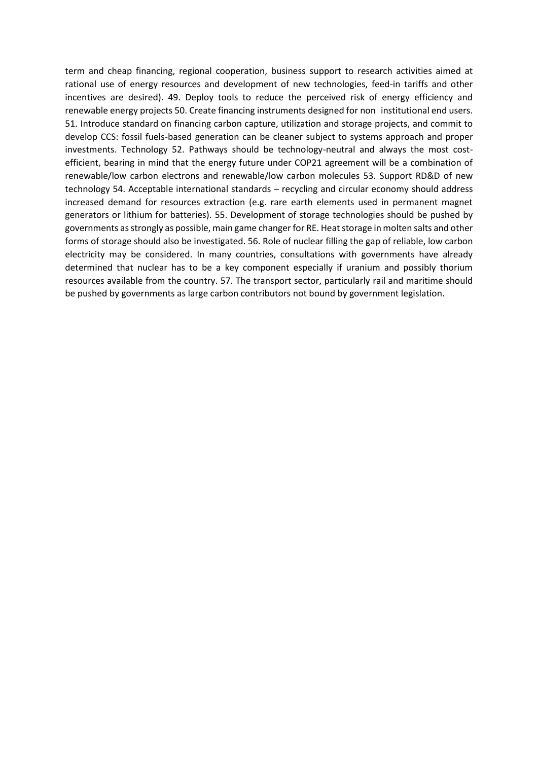term and cheap financing, regional cooperation, business support to research activities aimed at rational use of energy resources and development of new technologies, feed-in tariffs and other incentives are desired). 49. Deploy tools to reduce the perceived risk of energy efficiency and renewable energy projects 50. Create financing instruments designed for non institutional end users. 51. Introduce standard on financing carbon capture, utilization and storage projects, and commit to develop CCS: fossil fuels-based generation can be cleaner subject to systems approach and proper investments. Technology 52. Pathways should be technology-neutral and always the most cost-efficient, bearing in mind that the energy future under COP21 agreement will be a combination of renewable/low carbon electrons and renewable/low carbon molecules 53. Support RD&D of new technology 54. Acceptable international standards – recycling and circular economy should address increased demand for resources extraction (e.g. rare earth elements used in permanent magnet generators or lithium for batteries). 55. Development of storage technologies should be pushed by governments as strongly as possible, main game changer for RE. Heat storage in molten salts and other forms of storage should also be investigated. 56. Role of nuclear filling the gap of reliable, low carbon electricity may be considered. In many countries, consultations with governments have already determined that nuclear has to be a key component especially if uranium and possibly thorium resources available from the country. 57. The transport sector, particularly rail and maritime should be pushed by governments as large carbon contributors not bound by government legislation.